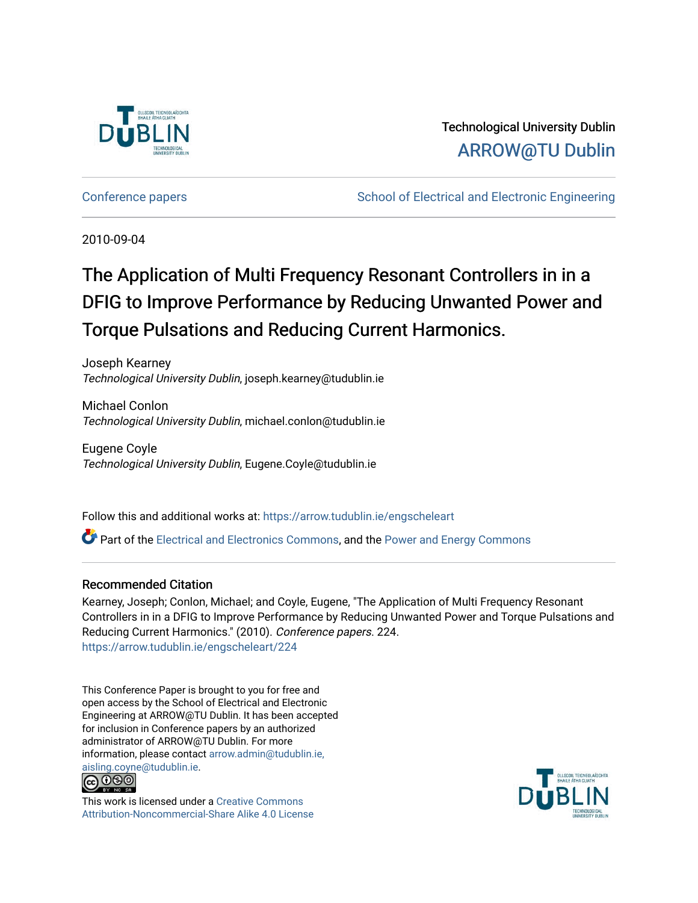Technological University Dublin

ARROW@TU Dublin

Conference papers | School of Electrical and Electronic Engineering

2010-09-04

# The Application of Multi Frequency Resonant Controllers in in a DFIG to Improve Performance by Reducing Unwanted Power and Torque Pulsations and Reducing Current Harmonics.

Joseph Kearney
*Technological University Dublin*, joseph.kearney@tudublin.ie

Michael Conlon
*Technological University Dublin*, michael.conlon@tudublin.ie

Eugene Coyle
*Technological University Dublin*, Eugene.Coyle@tudublin.ie

Follow this and additional works at: https://arrow.tudublin.ie/engscheleart

Part of the Electrical and Electronics Commons, and the Power and Energy Commons

## Recommended Citation

Kearney, Joseph; Conlon, Michael; and Coyle, Eugene, "The Application of Multi Frequency Resonant Controllers in in a DFIG to Improve Performance by Reducing Unwanted Power and Torque Pulsations and Reducing Current Harmonics." (2010). *Conference papers*. 224.
https://arrow.tudublin.ie/engscheleart/224

This Conference Paper is brought to you for free and open access by the School of Electrical and Electronic Engineering at ARROW@TU Dublin. It has been accepted for inclusion in Conference papers by an authorized administrator of ARROW@TU Dublin. For more information, please contact arrow.admin@tudublin.ie, aisling.coyne@tudublin.ie.

This work is licensed under a Creative Commons Attribution-Noncommercial-Share Alike 4.0 License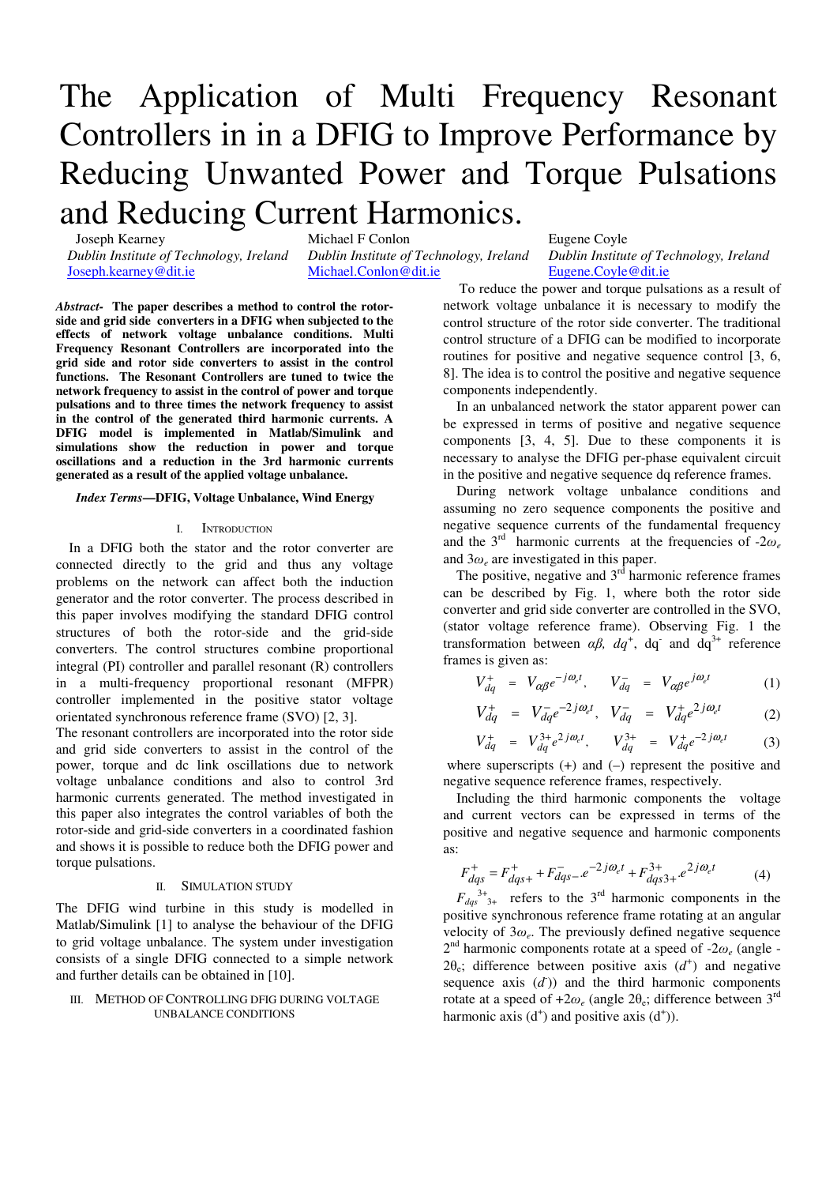# The Application of Multi Frequency Resonant Controllers in in a DFIG to Improve Performance by Reducing Unwanted Power and Torque Pulsations and Reducing Current Harmonics.

Joseph Kearney
*Dublin Institute of Technology, Ireland*
Joseph.kearney@dit.ie

Michael F Conlon
*Dublin Institute of Technology, Ireland*
Michael.Conlon@dit.ie

Eugene Coyle
*Dublin Institute of Technology, Ireland*
Eugene.Coyle@dit.ie

***Abstract*- The paper describes a method to control the rotor-side and grid side converters in a DFIG when subjected to the effects of network voltage unbalance conditions. Multi Frequency Resonant Controllers are incorporated into the grid side and rotor side converters to assist in the control functions. The Resonant Controllers are tuned to twice the network frequency to assist in the control of power and torque pulsations and to three times the network frequency to assist in the control of the generated third harmonic currents. A DFIG model is implemented in Matlab/Simulink and simulations show the reduction in power and torque oscillations and a reduction in the 3rd harmonic currents generated as a result of the applied voltage unbalance.**

***Index Terms*—DFIG, Voltage Unbalance, Wind Energy**

## I. Introduction

In a DFIG both the stator and the rotor converter are connected directly to the grid and thus any voltage problems on the network can affect both the induction generator and the rotor converter. The process described in this paper involves modifying the standard DFIG control structures of both the rotor-side and the grid-side converters. The control structures combine proportional integral (PI) controller and parallel resonant (R) controllers in a multi-frequency proportional resonant (MFPR) controller implemented in the positive stator voltage orientated synchronous reference frame (SVO) [2, 3].

The resonant controllers are incorporated into the rotor side and grid side converters to assist in the control of the power, torque and dc link oscillations due to network voltage unbalance conditions and also to control 3rd harmonic currents generated. The method investigated in this paper also integrates the control variables of both the rotor-side and grid-side converters in a coordinated fashion and shows it is possible to reduce both the DFIG power and torque pulsations.

## II. Simulation Study

The DFIG wind turbine in this study is modelled in Matlab/Simulink [1] to analyse the behaviour of the DFIG to grid voltage unbalance. The system under investigation consists of a single DFIG connected to a simple network and further details can be obtained in [10].

## III. Method of Controlling DFIG During Voltage Unbalance Conditions

To reduce the power and torque pulsations as a result of network voltage unbalance it is necessary to modify the control structure of the rotor side converter. The traditional control structure of a DFIG can be modified to incorporate routines for positive and negative sequence control [3, 6, 8]. The idea is to control the positive and negative sequence components independently.

In an unbalanced network the stator apparent power can be expressed in terms of positive and negative sequence components [3, 4, 5]. Due to these components it is necessary to analyse the DFIG per-phase equivalent circuit in the positive and negative sequence dq reference frames.

During network voltage unbalance conditions and assuming no zero sequence components the positive and negative sequence currents of the fundamental frequency and the 3rd harmonic currents at the frequencies of $-2\omega_e$ and $3\omega_e$ are investigated in this paper.

The positive, negative and 3rd harmonic reference frames can be described by Fig. 1, where both the rotor side converter and grid side converter are controlled in the SVO, (stator voltage reference frame). Observing Fig. 1 the transformation between $\alpha\beta$, $dq^+$, $dq^-$ and $dq^{3+}$ reference frames is given as:

$$V_{dq}^{+} = V_{\alpha\beta}e^{-j\omega_e t}, \quad V_{dq}^{-} = V_{\alpha\beta}e^{j\omega_e t} \tag{1}$$

$$V_{dq}^{+} = V_{dq}^{-}e^{-2j\omega_e t}, \quad V_{dq}^{-} = V_{dq}^{+}e^{2j\omega_e t} \tag{2}$$

$$V_{dq}^{+} = V_{dq}^{3+}e^{2j\omega_e t}, \quad V_{dq}^{3+} = V_{dq}^{+}e^{-2j\omega_e t} \tag{3}$$

where superscripts (+) and (–) represent the positive and negative sequence reference frames, respectively.

Including the third harmonic components the voltage and current vectors can be expressed in terms of the positive and negative sequence and harmonic components as:

$$F_{dqs}^{+} = F_{dqs+}^{+} + F_{dqs-}^{-}.e^{-2j\omega_e t} + F_{dqs3+}^{3+}.e^{2j\omega_e t} \tag{4}$$

$F_{dqs}{}^{3+}{}_{3+}$ refers to the 3rd harmonic components in the positive synchronous reference frame rotating at an angular velocity of $3\omega_e$. The previously defined negative sequence 2nd harmonic components rotate at a speed of $-2\omega_e$ (angle $-2\theta_e$; difference between positive axis ($d^+$) and negative sequence axis ($d^-$)) and the third harmonic components rotate at a speed of $+2\omega_e$ (angle $2\theta_e$; difference between 3rd harmonic axis ($d^+$) and positive axis ($d^+$)).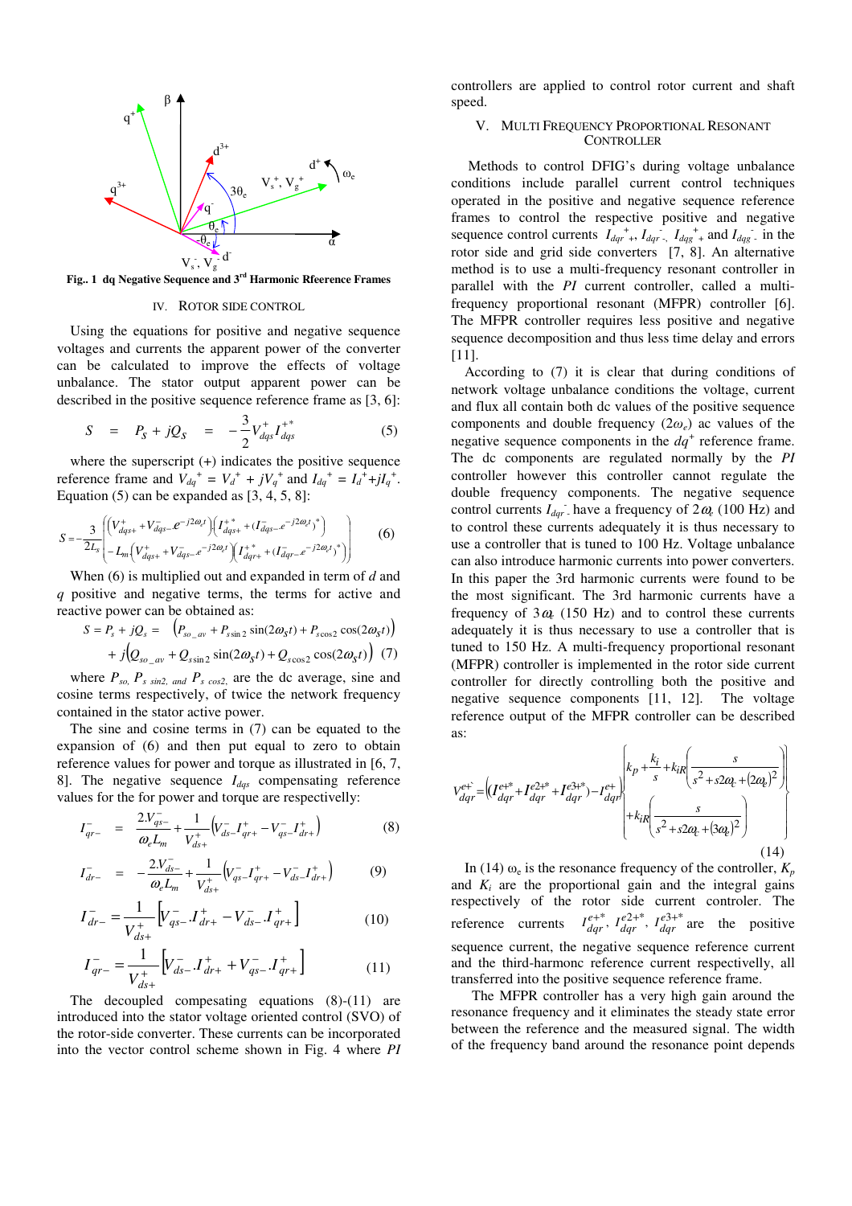**Fig.. 1 dq Negative Sequence and 3rd Harmonic Rfeerence Frames**

## IV. ROTOR SIDE CONTROL

Using the equations for positive and negative sequence voltages and currents the apparent power of the converter can be calculated to improve the effects of voltage unbalance. The stator output apparent power can be described in the positive sequence reference frame as [3, 6]:

$$S = P_S + jQ_S = -\frac{3}{2}V_{dqs}^{+}I_{dqs}^{+*} \tag{5}$$

where the superscript (+) indicates the positive sequence reference frame and $V_{dq}^{+} = V_d^{+} + jV_q^{+}$ and $I_{dq}^{+} = I_d^{+} + jI_q^{+}$. Equation (5) can be expanded as [3, 4, 5, 8]:

$$S = -\frac{3}{2L_s}\begin{pmatrix}\left(V_{dqs+}^{+} + V_{dqs-}^{-}e^{-j2\omega_s t}\right)\left(I_{dqs+}^{+*} + (I_{dqs-}^{-}e^{-j2\omega_s t})^{*}\right) \\ -L_m\left(V_{dqs+}^{+} + V_{dqs-}^{-}e^{-j2\omega_s t}\right)\left(I_{dqr+}^{+*} + (I_{dqr-}^{-}e^{-j2\omega_s t})^{*}\right)\end{pmatrix} \tag{6}$$

When (6) is multiplied out and expanded in term of $d$ and $q$ positive and negative terms, the terms for active and reactive power can be obtained as:

$$S = P_s + jQ_s = \left(P_{so\_av} + P_{s\sin 2}\sin(2\omega_S t) + P_{s\cos 2}\cos(2\omega_S t)\right) + j\left(Q_{so\_av} + Q_{s\sin 2}\sin(2\omega_S t) + Q_{s\cos 2}\cos(2\omega_S t)\right) \tag{7}$$

where $P_{so}$, $P_{s\ sin2,}$ and $P_{s\ cos2,}$ are the dc average, sine and cosine terms respectively, of twice the network frequency contained in the stator active power.

The sine and cosine terms in (7) can be equated to the expansion of (6) and then put equal to zero to obtain reference values for power and torque as illustrated in [6, 7, 8]. The negative sequence $I_{dqs}$ compensating reference values for the for power and torque are respectively:

$$I_{qr-}^{-} = \frac{2.V_{qs-}^{-}}{\omega_e L_m} + \frac{1}{V_{ds+}^{+}}\left(V_{ds-}^{-}I_{qr+}^{+} - V_{qs-}^{-}I_{dr+}^{+}\right) \tag{8}$$

$$I_{dr-}^{-} = -\frac{2.V_{ds-}^{-}}{\omega_e L_m} + \frac{1}{V_{ds+}^{+}}\left(V_{qs-}^{-}I_{qr+}^{+} - V_{ds-}^{-}I_{dr+}^{+}\right) \tag{9}$$

$$I_{dr-}^{-} = \frac{1}{V_{ds+}^{+}}\left[V_{qs-}^{-}.I_{dr+}^{+} - V_{ds-}^{-}.I_{qr+}^{+}\right] \tag{10}$$

$$I_{qr-}^{-} = \frac{1}{V_{ds+}^{+}}\left[V_{ds-}^{-}.I_{dr+}^{+} + V_{qs-}^{-}.I_{qr+}^{+}\right] \tag{11}$$

The decoupled compesating equations (8)-(11) are introduced into the stator voltage oriented control (SVO) of the rotor-side converter. These currents can be incorporated into the vector control scheme shown in Fig. 4 where *PI* controllers are applied to control rotor current and shaft speed.

## V. MULTI FREQUENCY PROPORTIONAL RESONANT CONTROLLER

Methods to control DFIG's during voltage unbalance conditions include parallel current control techniques operated in the positive and negative sequence reference frames to control the respective positive and negative sequence control currents $I_{dqr}^{\ +}{}_{+}$, $I_{dqr}^{\ -}{}_{-}$, $I_{dqg}^{\ +}{}_{+}$ and $I_{dqg}^{\ -}{}_{-}$ in the rotor side and grid side converters [7, 8]. An alternative method is to use a multi-frequency resonant controller in parallel with the *PI* current controller, called a multi-frequency proportional resonant (MFPR) controller [6]. The MFPR controller requires less positive and negative sequence decomposition and thus less time delay and errors [11].

According to (7) it is clear that during conditions of network voltage unbalance conditions the voltage, current and flux all contain both dc values of the positive sequence components and double frequency ($2\omega_e$) ac values of the negative sequence components in the $dq^{+}$ reference frame. The dc components are regulated normally by the *PI* controller however this controller cannot regulate the double frequency components. The negative sequence control currents $I_{dqr}^{\ -}{}_{-}$ have a frequency of $2\omega_e$ (100 Hz) and to control these currents adequately it is thus necessary to use a controller that is tuned to 100 Hz. Voltage unbalance can also introduce harmonic currents into power converters. In this paper the 3rd harmonic currents were found to be the most significant. The 3rd harmonic currents have a frequency of $3\omega_e$ (150 Hz) and to control these currents adequately it is thus necessary to use a controller that is tuned to 150 Hz. A multi-frequency proportional resonant (MFPR) controller is implemented in the rotor side current controller for directly controlling both the positive and negative sequence components [11, 12]. The voltage reference output of the MFPR controller can be described as:

$$V_{dqr}^{e+*} = \left(\left(I_{dqr}^{e+*} + I_{dqr}^{e2+*} + I_{dqr}^{e3+*}\right) - I_{dqr}^{e+}\right)\left\{\begin{aligned}&k_p + \frac{k_i}{s} + k_{iR}\left(\frac{s}{s^2 + s2\omega_c + (2\omega_e)^2}\right) \\ &+ k_{iR}\left(\frac{s}{s^2 + s2\omega_c + (3\omega_e)^2}\right)\end{aligned}\right\} \tag{14}$$

In (14) $\omega_e$ is the resonance frequency of the controller, $K_p$ and $K_i$ are the proportional gain and the integral gains respectively of the rotor side current controler. The reference currents $I_{dqr}^{e+*}$, $I_{dqr}^{e2+*}$, $I_{dqr}^{e3+*}$ are the positive sequence current, the negative sequence reference current and the third-harmonc reference current respectively, all transferred into the positive sequence reference frame.

The MFPR controller has a very high gain around the resonance frequency and it eliminates the steady state error between the reference and the measured signal. The width of the frequency band around the resonance point depends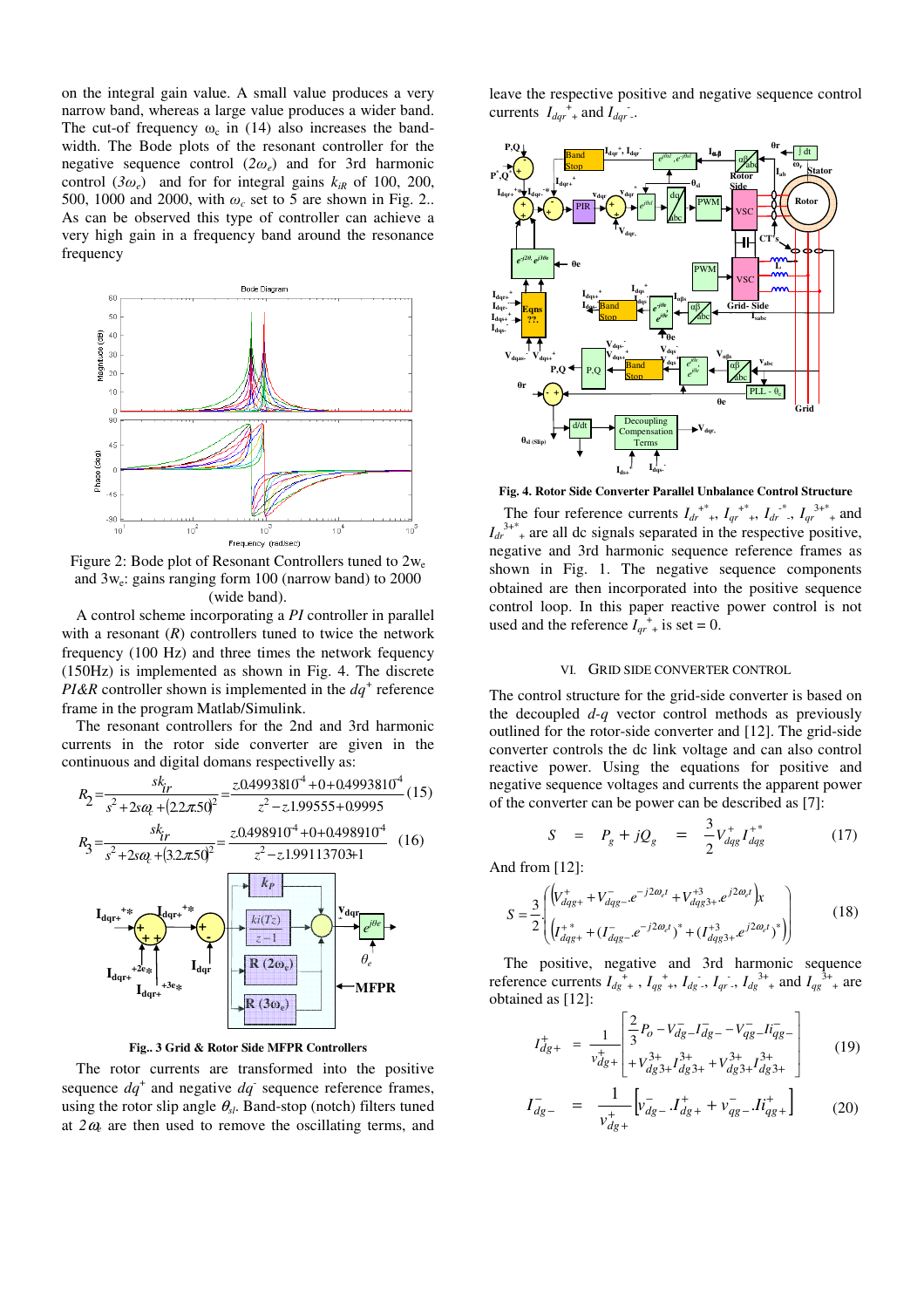on the integral gain value. A small value produces a very narrow band, whereas a large value produces a wider band. The cut-of frequency $\omega_c$ in (14) also increases the band-width. The Bode plots of the resonant controller for the negative sequence control $(2\omega_e)$ and for 3rd harmonic control $(3\omega_e)$ and for for integral gains $k_{iR}$ of 100, 200, 500, 1000 and 2000, with $\omega_c$ set to 5 are shown in Fig. 2.. As can be observed this type of controller can achieve a very high gain in a frequency band around the resonance frequency

Figure 2: Bode plot of Resonant Controllers tuned to $2w_e$ and $3w_e$: gains ranging form 100 (narrow band) to 2000 (wide band).

A control scheme incorporating a *PI* controller in parallel with a resonant (*R*) controllers tuned to twice the network frequency (100 Hz) and three times the network fequency (150Hz) is implemented as shown in Fig. 4. The discrete *PI&R* controller shown is implemented in the $dq^+$ reference frame in the program Matlab/Simulink.

The resonant controllers for the 2nd and 3rd harmonic currents in the rotor side converter are given in the continuous and digital domains respectively as:

$$R_2 = \frac{sk_{ir}}{s^2 + 2s\omega_c + (2.2\pi.50)^2} = \frac{z.0.4993810^4 + 0 + 0.4993810^4}{z^2 - z.1.99555 + 0.9995} \quad (15)$$

$$R_3 = \frac{sk_{ir}}{s^2 + 2s\omega_c + (3.2\pi.50)^2} = \frac{z.0.498910^4 + 0 + 0.498910^4}{z^2 - z.1.99113703 + 1} \quad (16)$$

Fig.. 3 Grid & Rotor Side MFPR Controllers

The rotor currents are transformed into the positive sequence $dq^+$ and negative $dq^-$ sequence reference frames, using the rotor slip angle $\theta_{sl}$. Band-stop (notch) filters tuned at $2\omega_e$ are then used to remove the oscillating terms, and leave the respective positive and negative sequence control currents $I_{dqr}{}^{+}{}_{+}$ and $I_{dqr}{}^{-}{}_{-}$.

Fig. 4. Rotor Side Converter Parallel Unbalance Control Structure

The four reference currents $I_{dr}{}^{+*}{}_{+}$, $I_{qr}{}^{+*}{}_{+}$, $I_{dr}{}^{-*}{}_{-}$, $I_{qr}{}^{3+*}{}_{+}$ and $I_{dr}{}^{3+*}{}_{+}$ are all dc signals separated in the respective positive, negative and 3rd harmonic sequence reference frames as shown in Fig. 1. The negative sequence components obtained are then incorporated into the positive sequence control loop. In this paper reactive power control is not used and the reference $I_{qr}{}^{+}{}_{+}$ is set = 0.

## VI. GRID SIDE CONVERTER CONTROL

The control structure for the grid-side converter is based on the decoupled *d-q* vector control methods as previously outlined for the rotor-side converter and [12]. The grid-side converter controls the dc link voltage and can also control reactive power. Using the equations for positive and negative sequence voltages and currents the apparent power of the converter can be power can be described as [7]:

$$S \;=\; P_g + jQ_g \;=\; \frac{3}{2} V_{dqg}^{+} I_{dqg}^{+*} \quad (17)$$

And from [12]:

$$S = \frac{3}{2}\begin{pmatrix} \left(V_{dqg+}^{+} + V_{dqg-}^{-}.e^{-j2\omega_e t} + V_{dqg3+}^{+3}.e^{j2\omega_e t}\right)x \\ \left(I_{dqg+}^{+*} + (I_{dqg-}^{-}.e^{-j2\omega_e t})^{*} + (I_{dqg3+}^{+3}.e^{j2\omega_e t})^{*}\right) \end{pmatrix} \quad (18)$$

The positive, negative and 3rd harmonic sequence reference currents $I_{dg}{}^{+}{}_{+}$, $I_{qg}{}^{+}{}_{+}$, $I_{dg}{}^{-}{}_{-}$, $I_{qr}{}^{-}{}_{-}$, $I_{dg}{}^{3+}{}_{+}$ and $I_{qg}{}^{3+}{}_{+}$ are obtained as [12]:

$$I_{dg+}^{+} \;=\; \frac{1}{v_{dg+}^{+}}\begin{bmatrix} \frac{2}{3}P_o - V_{dg-}^{-} I_{dg-}^{-} - V_{qg-}^{-} I i_{qg-}^{-} \\ + V_{dg3+}^{3+} I_{dg3+}^{3+} + V_{dg3+}^{3+} I_{dg3+}^{3+} \end{bmatrix} \quad (19)$$

$$I_{dg-}^{-} \;=\; \frac{1}{v_{dg+}^{+}}\left[v_{dg-}^{-}.I_{dg+}^{+} + v_{qg-}^{-}.I i_{qg+}^{+}\right] \quad (20)$$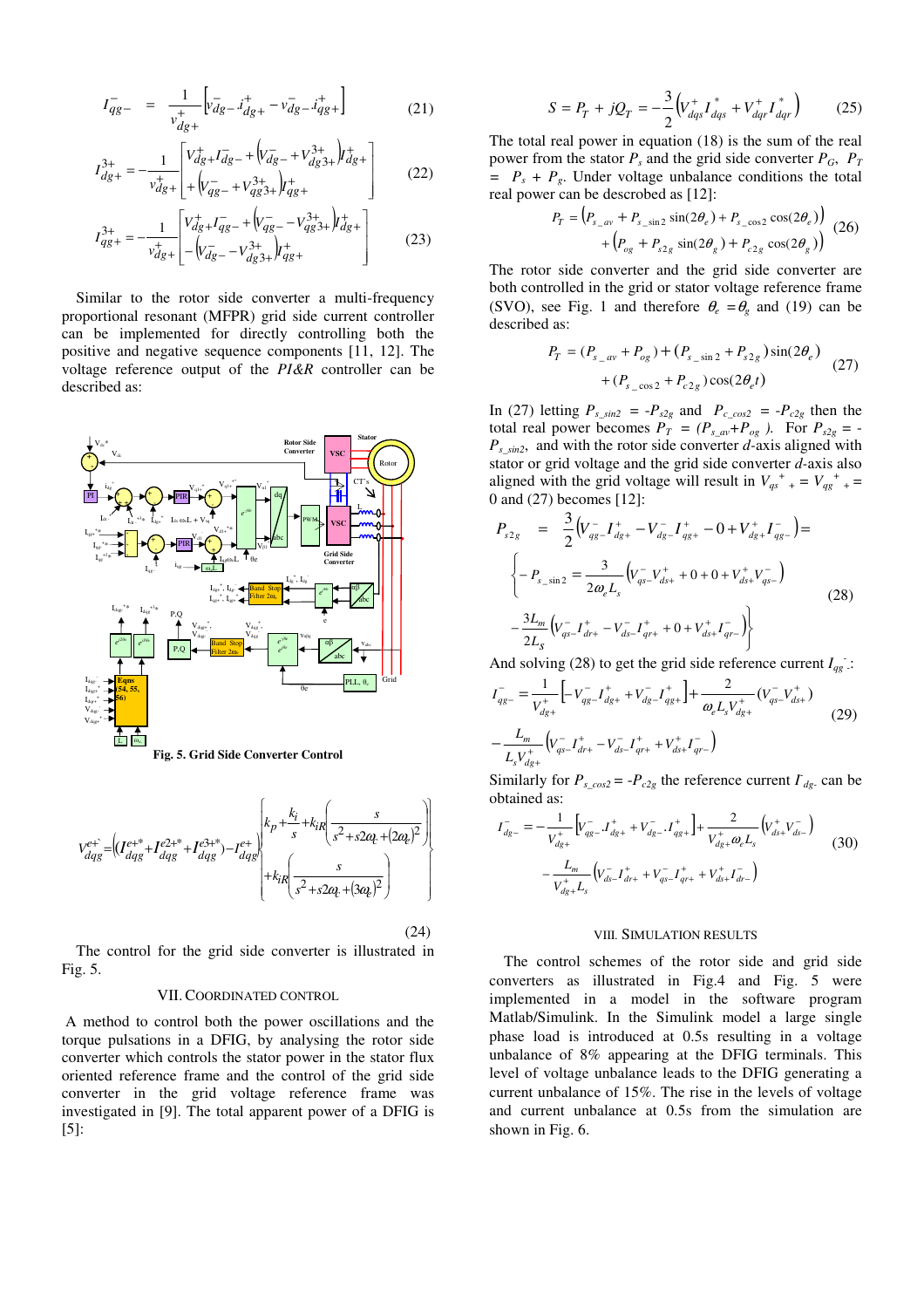$$I_{qg-}^{-} = \frac{1}{v_{dg+}^{+}}\left[v_{dg-}^{-} \cdot i_{dg+}^{+} - v_{dg-}^{-} \cdot i_{qg+}^{+}\right] \quad (21)$$

$$I_{dg+}^{3+} = -\frac{1}{v_{dg+}^{+}}\left[\begin{array}{l} V_{dg+}^{+} I_{dg-}^{-} + \left(V_{dg-}^{-} + V_{dg3+}^{3+}\right) I_{dg+}^{+} \\ + \left(V_{qg-}^{-} + V_{qg3+}^{3+}\right) I_{qg+}^{+} \end{array}\right] \quad (22)$$

$$I_{qg+}^{3+} = -\frac{1}{v_{dg+}^{+}}\left[\begin{array}{l} V_{dg+}^{+} I_{qg-}^{-} + \left(V_{qg-}^{-} - V_{qg3+}^{3+}\right) I_{dg+}^{+} \\ - \left(V_{dg-}^{-} - V_{dg3+}^{3+}\right) I_{qg+}^{+} \end{array}\right] \quad (23)$$

Similar to the rotor side converter a multi-frequency proportional resonant (MFPR) grid side current controller can be implemented for directly controlling both the positive and negative sequence components [11, 12]. The voltage reference output of the *PI&R* controller can be described as:

**Fig. 5. Grid Side Converter Control**

$$V_{dqg}^{e+*} = \left(\left(I_{dqg}^{e+*} + I_{dqg}^{e2+*} + I_{dqg}^{e3+*}\right) - I_{dqg}^{e+}\right)\left\{\begin{array}{l} k_p + \dfrac{k_i}{s} + k_{iR}\left(\dfrac{s}{s^2 + s2\omega_c + (2\omega_e)^2}\right) \\ + k_{iR}\left(\dfrac{s}{s^2 + s2\omega_c + (3\omega_e)^2}\right) \end{array}\right\} \quad (24)$$

The control for the grid side converter is illustrated in Fig. 5.

## VII. COORDINATED CONTROL

A method to control both the power oscillations and the torque pulsations in a DFIG, by analysing the rotor side converter which controls the stator power in the stator flux oriented reference frame and the control of the grid side converter in the grid voltage reference frame was investigated in [9]. The total apparent power of a DFIG is [5]:

$$S = P_T + jQ_T = -\frac{3}{2}\left(V_{dqs}^{+} I_{dqs}^{*} + V_{dqr}^{+} I_{dqr}^{*}\right) \quad (25)$$

The total real power in equation (18) is the sum of the real power from the stator $P_s$ and the grid side converter $P_G$, $P_T = P_s + P_g$. Under voltage unbalance conditions the total real power can be descrobed as [12]:

$$\begin{aligned} P_T = &\left(P_{s\_av} + P_{s\_\sin 2}\sin(2\theta_e) + P_{s\_\cos 2}\cos(2\theta_e)\right) \\ &+ \left(P_{og} + P_{s2g}\sin(2\theta_g) + P_{c2g}\cos(2\theta_g)\right) \end{aligned} \quad (26)$$

The rotor side converter and the grid side converter are both controlled in the grid or stator voltage reference frame (SVO), see Fig. 1 and therefore $\theta_e = \theta_g$ and (19) can be described as:

$$\begin{aligned} P_T = &(P_{s\_av} + P_{og}) + (P_{s\_\sin 2} + P_{s2g})\sin(2\theta_e) \\ &+ (P_{s\_\cos 2} + P_{c2g})\cos(2\theta_e t) \end{aligned} \quad (27)$$

In (27) letting $P_{s\_sin2} = -P_{s2g}$ and $P_{c\_cos2} = -P_{c2g}$ then the total real power becomes $P_T = (P_{s\_av} + P_{og})$. For $P_{s2g} = -P_{s\_sin2}$, and with the rotor side converter $d$-axis aligned with stator or grid voltage and the grid side converter $d$-axis also aligned with the grid voltage will result in $V_{qs}^{+}{}_{+} = V_{qg}^{+}{}_{+} = 0$ and (27) becomes [12]:

$$P_{s2g} = \frac{3}{2}\left(V_{qg-}^{-} I_{dg+}^{+} - V_{dg-}^{-} I_{qg+}^{+} - 0 + V_{dg+}^{+} I_{qg-}^{-}\right) =$$

$$\left\{\begin{array}{l} -P_{s\_\sin 2} = \dfrac{3}{2\omega_e L_s}\left(V_{qs-}^{-} V_{ds+}^{+} + 0 + 0 + V_{ds+}^{+} V_{qs-}^{-}\right) \\ -\dfrac{3L_m}{2L_s}\left(V_{qs-}^{-} I_{dr+}^{+} - V_{ds-}^{-} I_{qr+}^{+} + 0 + V_{ds+}^{+} I_{qr-}^{-}\right) \end{array}\right\} \quad (28)$$

And solving (28) to get the grid side reference current $I_{qg}^{-}$:

$$\begin{aligned} I_{qg-}^{-} = &\frac{1}{V_{dg+}^{+}}\left[-V_{qg-}^{-} I_{dg+}^{+} + V_{dg-}^{-} I_{qg+}^{+}\right] + \frac{2}{\omega_e L_s V_{dg+}^{+}}\left(V_{qs-}^{-} V_{ds+}^{+}\right) \\ &- \frac{L_m}{L_s V_{dg+}^{+}}\left(V_{qs-}^{-} I_{dr+}^{+} - V_{ds-}^{-} I_{qr+}^{+} + V_{ds+}^{+} I_{qr-}^{-}\right) \end{aligned} \quad (29)$$

Similarly for $P_{s\_cos2} = -P_{c2g}$ the reference current $I_{dg-}^{-}$ can be obtained as:

$$\begin{aligned} I_{dg-}^{-} = &-\frac{1}{V_{dg+}^{+}}\left[V_{qg-}^{-} \cdot I_{dg+}^{+} + V_{dg-}^{-} \cdot I_{qg+}^{+}\right] + \frac{2}{V_{dg+}^{+} \omega_e L_s}\left(V_{ds+}^{+} V_{ds-}^{-}\right) \\ &- \frac{L_m}{V_{dg+}^{+} L_s}\left(V_{ds-}^{-} I_{dr+}^{+} + V_{qs-}^{-} I_{qr+}^{+} + V_{ds+}^{+} I_{dr-}^{-}\right) \end{aligned} \quad (30)$$

## VIII. SIMULATION RESULTS

The control schemes of the rotor side and grid side converters as illustrated in Fig.4 and Fig. 5 were implemented in a model in the software program Matlab/Simulink. In the Simulink model a large single phase load is introduced at 0.5s resulting in a voltage unbalance of 8% appearing at the DFIG terminals. This level of voltage unbalance leads to the DFIG generating a current unbalance of 15%. The rise in the levels of voltage and current unbalance at 0.5s from the simulation are shown in Fig. 6.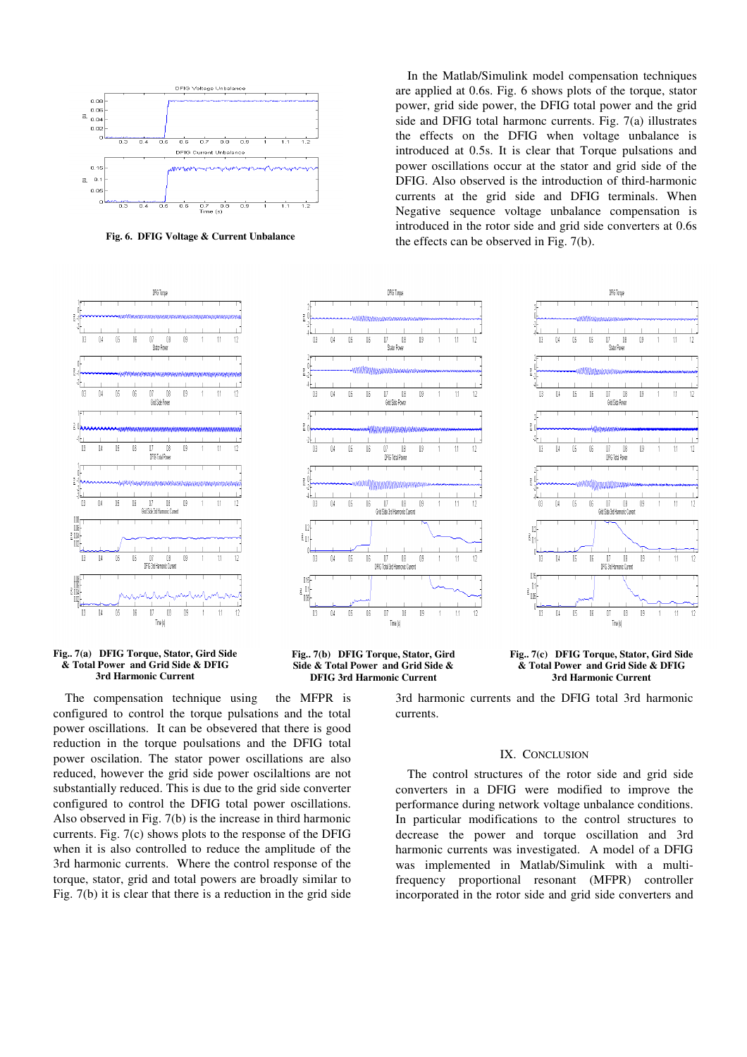Fig. 6. DFIG Voltage & Current Unbalance

In the Matlab/Simulink model compensation techniques are applied at 0.6s. Fig. 6 shows plots of the torque, stator power, grid side power, the DFIG total power and the grid side and DFIG total harmonc currents. Fig. 7(a) illustrates the effects on the DFIG when voltage unbalance is introduced at 0.5s. It is clear that Torque pulsations and power oscillations occur at the stator and grid side of the DFIG. Also observed is the introduction of third-harmonic currents at the grid side and DFIG terminals. When Negative sequence voltage unbalance compensation is introduced in the rotor side and grid side converters at 0.6s the effects can be observed in Fig. 7(b).

Fig.. 7(a) DFIG Torque, Stator, Gird Side & Total Power and Grid Side & DFIG 3rd Harmonic Current

Fig.. 7(b) DFIG Torque, Stator, Gird Side & Total Power and Grid Side & DFIG 3rd Harmonic Current

Fig.. 7(c) DFIG Torque, Stator, Gird Side & Total Power and Grid Side & DFIG 3rd Harmonic Current

The compensation technique using the MFPR is configured to control the torque pulsations and the total power oscillations. It can be obsevered that there is good reduction in the torque poulsations and the DFIG total power oscilation. The stator power oscillations are also reduced, however the grid side power oscilaltions are not substantially reduced. This is due to the grid side converter configured to control the DFIG total power oscillations. Also observed in Fig. 7(b) is the increase in third harmonic currents. Fig. 7(c) shows plots to the response of the DFIG when it is also controlled to reduce the amplitude of the 3rd harmonic currents. Where the control response of the torque, stator, grid and total powers are broadly similar to Fig. 7(b) it is clear that there is a reduction in the grid side 3rd harmonic currents and the DFIG total 3rd harmonic currents.

## IX. Conclusion

The control structures of the rotor side and grid side converters in a DFIG were modified to improve the performance during network voltage unbalance conditions. In particular modifications to the control structures to decrease the power and torque oscillation and 3rd harmonic currents was investigated. A model of a DFIG was implemented in Matlab/Simulink with a multi-frequency proportional resonant (MFPR) controller incorporated in the rotor side and grid side converters and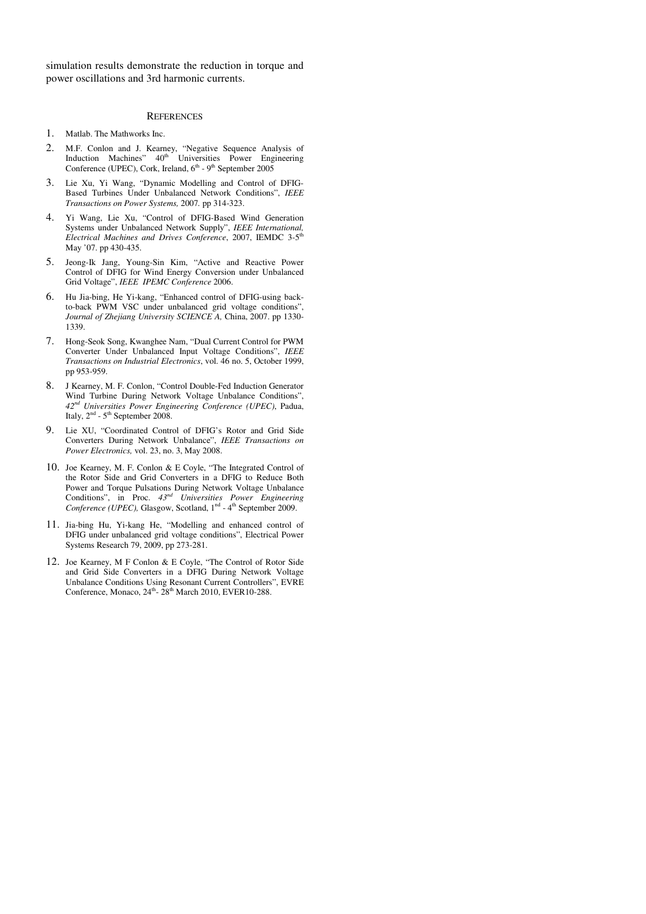simulation results demonstrate the reduction in torque and power oscillations and 3rd harmonic currents.

## REFERENCES

1. Matlab. The Mathworks Inc.
2. M.F. Conlon and J. Kearney, "Negative Sequence Analysis of Induction Machines" 40th Universities Power Engineering Conference (UPEC), Cork, Ireland, 6th - 9th September 2005
3. Lie Xu, Yi Wang, "Dynamic Modelling and Control of DFIG-Based Turbines Under Unbalanced Network Conditions", *IEEE Transactions on Power Systems,* 2007. pp 314-323.
4. Yi Wang, Lie Xu, "Control of DFIG-Based Wind Generation Systems under Unbalanced Network Supply", *IEEE International, Electrical Machines and Drives Conference*, 2007, IEMDC 3-5th May '07. pp 430-435.
5. Jeong-Ik Jang, Young-Sin Kim, "Active and Reactive Power Control of DFIG for Wind Energy Conversion under Unbalanced Grid Voltage", *IEEE IPEMC Conference* 2006.
6. Hu Jia-bing, He Yi-kang, "Enhanced control of DFIG-using back-to-back PWM VSC under unbalanced grid voltage conditions", *Journal of Zhejiang University SCIENCE A,* China, 2007. pp 1330-1339.
7. Hong-Seok Song, Kwanghee Nam, "Dual Current Control for PWM Converter Under Unbalanced Input Voltage Conditions", *IEEE Transactions on Industrial Electronics*, vol. 46 no. 5, October 1999, pp 953-959.
8. J Kearney, M. F. Conlon, "Control Double-Fed Induction Generator Wind Turbine During Network Voltage Unbalance Conditions", *42nd Universities Power Engineering Conference (UPEC)*, Padua, Italy, 2nd - 5th September 2008.
9. Lie XU, "Coordinated Control of DFIG's Rotor and Grid Side Converters During Network Unbalance", *IEEE Transactions on Power Electronics,* vol. 23, no. 3, May 2008.
10. Joe Kearney, M. F. Conlon & E Coyle, "The Integrated Control of the Rotor Side and Grid Converters in a DFIG to Reduce Both Power and Torque Pulsations During Network Voltage Unbalance Conditions", in Proc. *43rd Universities Power Engineering Conference (UPEC),* Glasgow, Scotland, 1st - 4th September 2009.
11. Jia-bing Hu, Yi-kang He, "Modelling and enhanced control of DFIG under unbalanced grid voltage conditions", Electrical Power Systems Research 79, 2009, pp 273-281.
12. Joe Kearney, M F Conlon & E Coyle, "The Control of Rotor Side and Grid Side Converters in a DFIG During Network Voltage Unbalance Conditions Using Resonant Current Controllers", EVRE Conference, Monaco, 24th- 28th March 2010, EVER10-288.